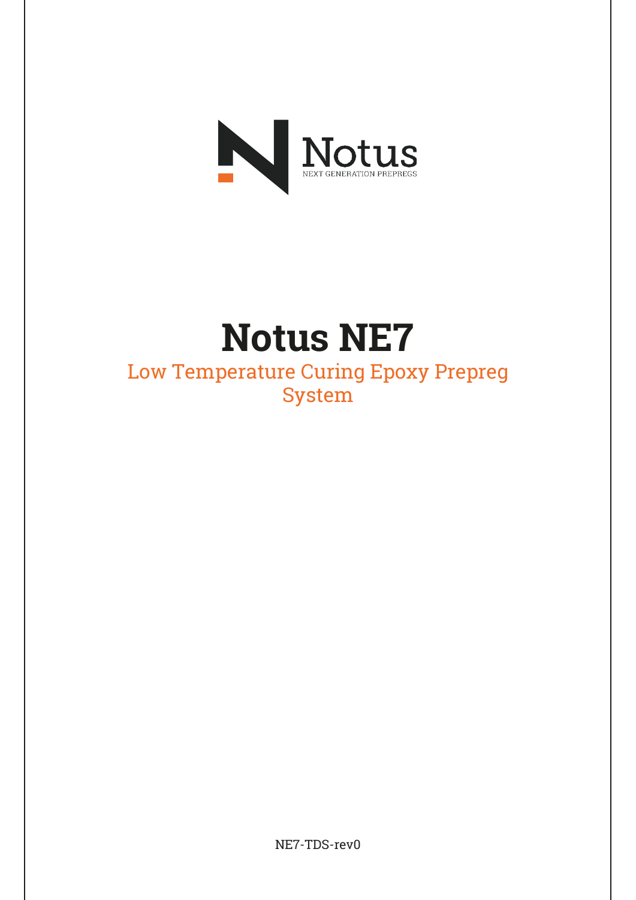Notus

NEXT GENERATION PREPREGS

# Notus NE7

## Low Temperature Curing Epoxy Prepreg System

NE7-TDS-rev0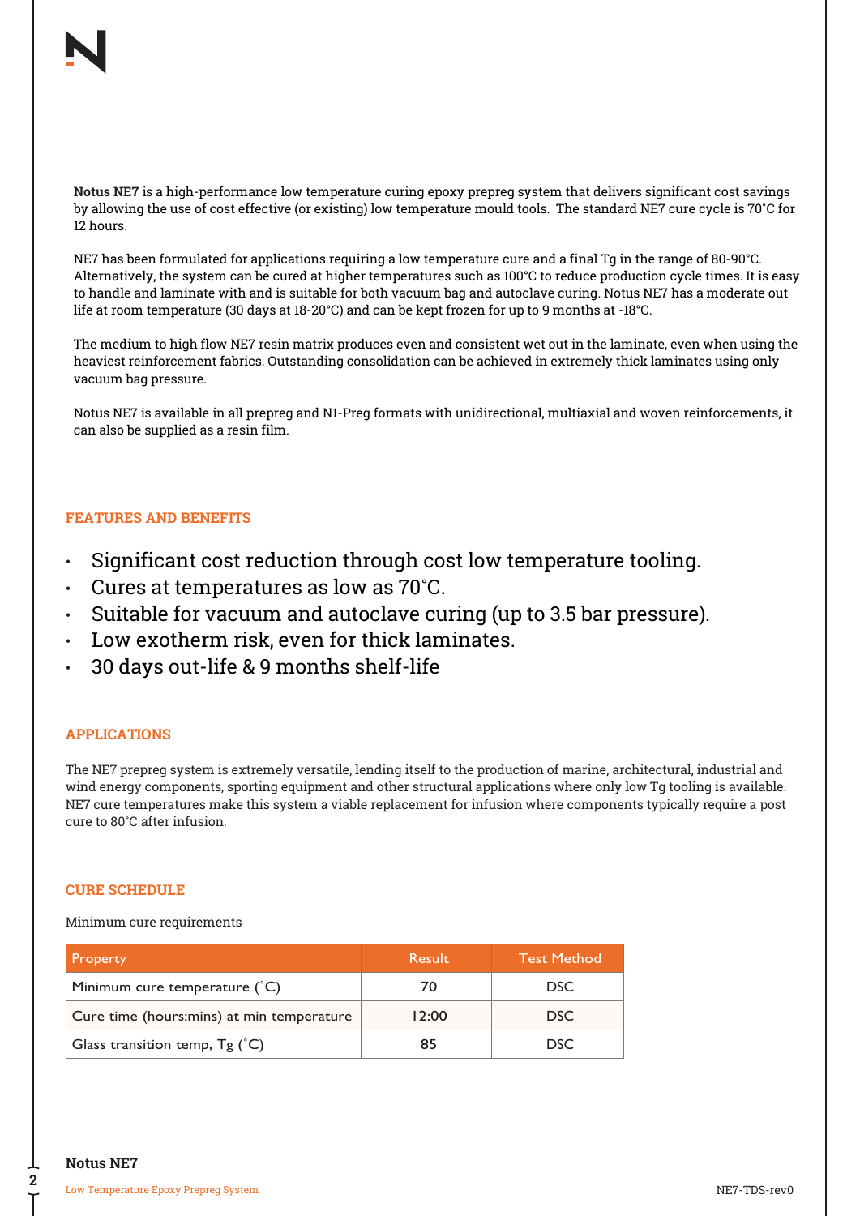**Notus NE7** is a high-performance low temperature curing epoxy prepreg system that delivers significant cost savings by allowing the use of cost effective (or existing) low temperature mould tools. The standard NE7 cure cycle is 70˚C for 12 hours.

NE7 has been formulated for applications requiring a low temperature cure and a final Tg in the range of 80-90°C. Alternatively, the system can be cured at higher temperatures such as 100°C to reduce production cycle times. It is easy to handle and laminate with and is suitable for both vacuum bag and autoclave curing. Notus NE7 has a moderate out life at room temperature (30 days at 18-20°C) and can be kept frozen for up to 9 months at -18°C.

The medium to high flow NE7 resin matrix produces even and consistent wet out in the laminate, even when using the heaviest reinforcement fabrics. Outstanding consolidation can be achieved in extremely thick laminates using only vacuum bag pressure.

Notus NE7 is available in all prepreg and N1-Preg formats with unidirectional, multiaxial and woven reinforcements, it can also be supplied as a resin film.

## FEATURES AND BENEFITS

- Significant cost reduction through cost low temperature tooling.
- Cures at temperatures as low as 70˚C.
- Suitable for vacuum and autoclave curing (up to 3.5 bar pressure).
- Low exotherm risk, even for thick laminates.
- 30 days out-life & 9 months shelf-life

## APPLICATIONS

The NE7 prepreg system is extremely versatile, lending itself to the production of marine, architectural, industrial and wind energy components, sporting equipment and other structural applications where only low Tg tooling is available. NE7 cure temperatures make this system a viable replacement for infusion where components typically require a post cure to 80˚C after infusion.

## CURE SCHEDULE

Minimum cure requirements

| Property | Result | Test Method |
|---|---|---|
| Minimum cure temperature (˚C) | 70 | DSC |
| Cure time (hours:mins) at min temperature | 12:00 | DSC |
| Glass transition temp, Tg (˚C) | 85 | DSC |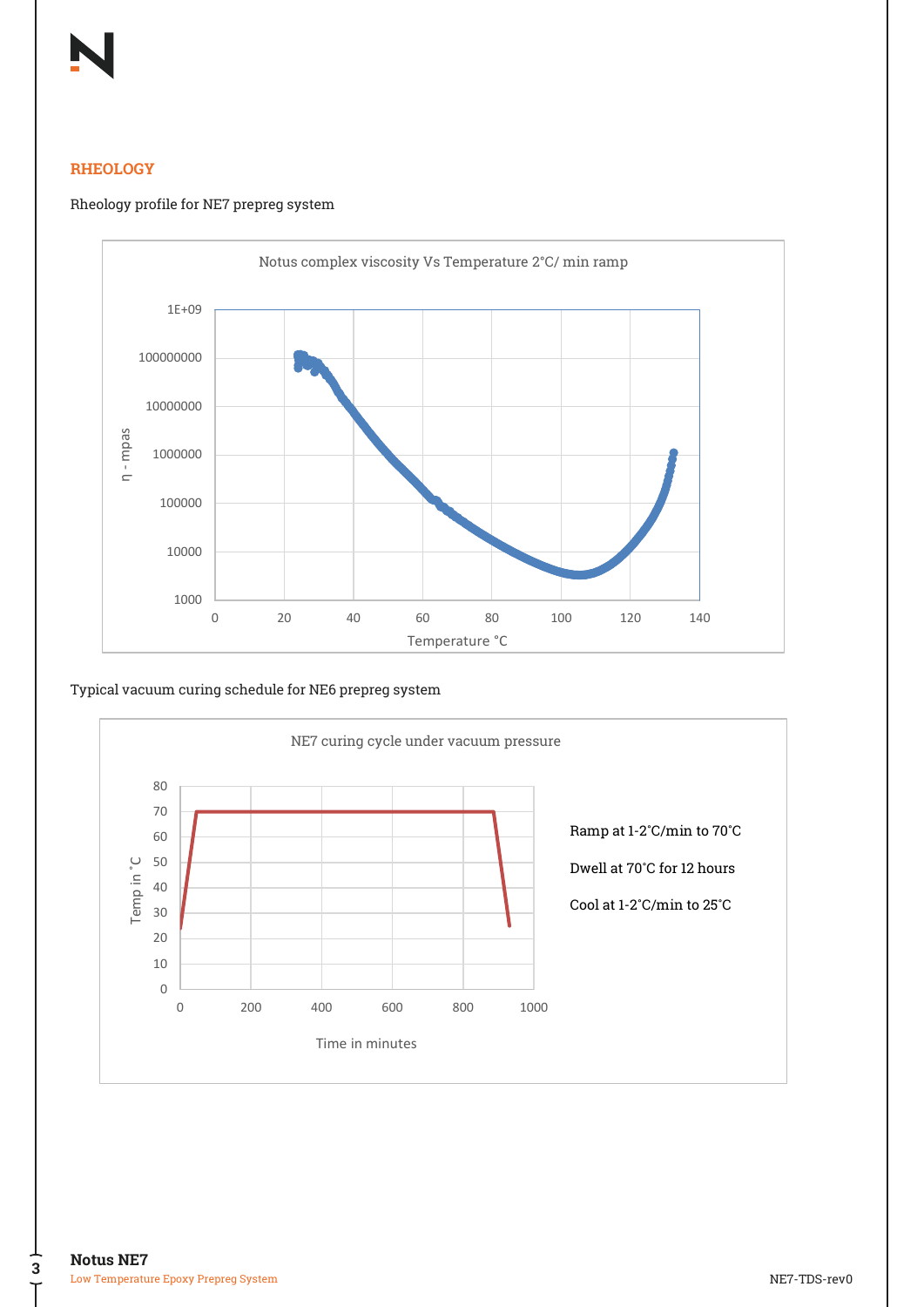## RHEOLOGY

Rheology profile for NE7 prepreg system

Notus complex viscosity Vs Temperature 2°C/ min ramp

Typical vacuum curing schedule for NE6 prepreg system

NE7 curing cycle under vacuum pressure

Ramp at 1-2°C/min to 70°C

Dwell at 70°C for 12 hours

Cool at 1-2°C/min to 25°C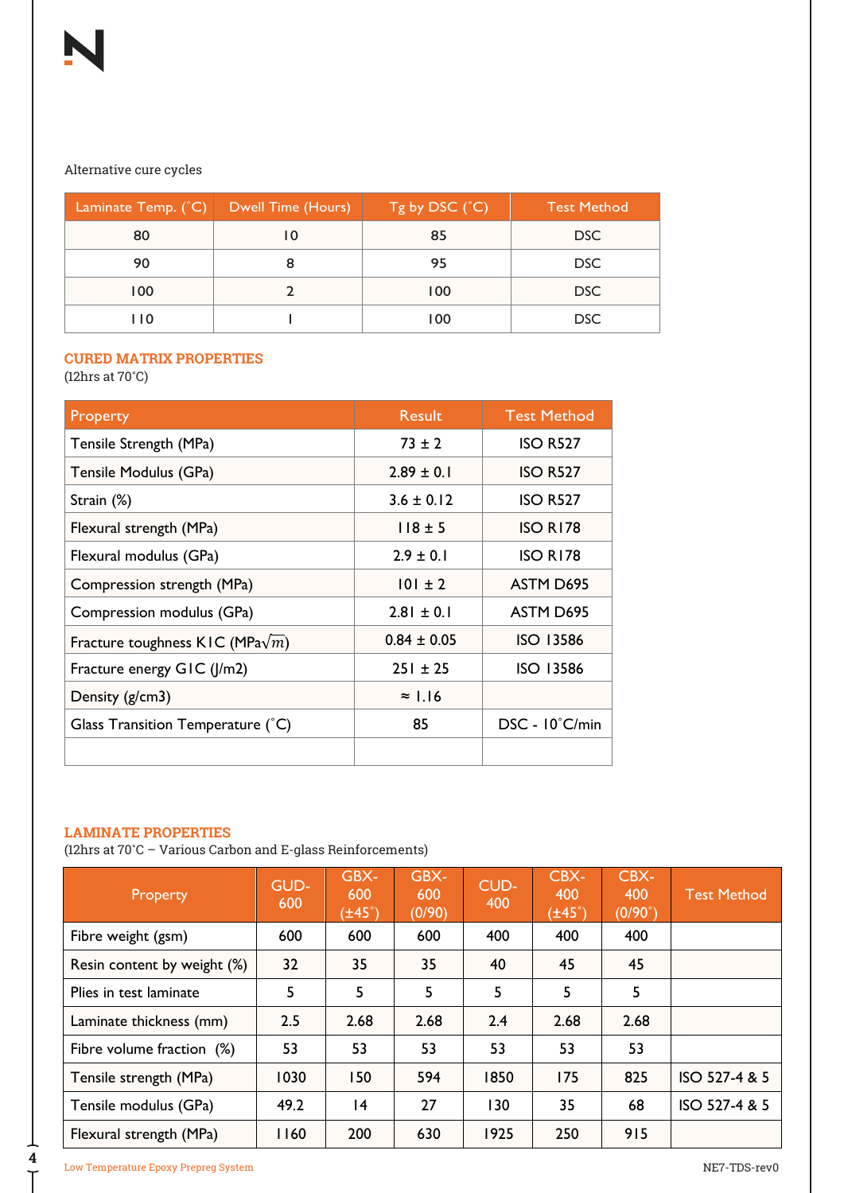Alternative cure cycles

| Laminate Temp. (˚C) | Dwell Time (Hours) | Tg by DSC (˚C) | Test Method |
|---|---|---|---|
| 80 | 10 | 85 | DSC |
| 90 | 8 | 95 | DSC |
| 100 | 2 | 100 | DSC |
| 110 | 1 | 100 | DSC |

## CURED MATRIX PROPERTIES

(12hrs at 70˚C)

| Property | Result | Test Method |
|---|---|---|
| Tensile Strength (MPa) | 73 ± 2 | ISO R527 |
| Tensile Modulus (GPa) | 2.89 ± 0.1 | ISO R527 |
| Strain (%) | 3.6 ± 0.12 | ISO R527 |
| Flexural strength (MPa) | 118 ± 5 | ISO R178 |
| Flexural modulus (GPa) | 2.9 ± 0.1 | ISO R178 |
| Compression strength (MPa) | 101 ± 2 | ASTM D695 |
| Compression modulus (GPa) | 2.81 ± 0.1 | ASTM D695 |
| Fracture toughness K1C (MPa$\sqrt{m}$) | 0.84 ± 0.05 | ISO 13586 |
| Fracture energy G1C (J/m2) | 251 ± 25 | ISO 13586 |
| Density (g/cm3) | ≈ 1.16 | |
| Glass Transition Temperature (˚C) | 85 | DSC - 10˚C/min |
| | | |

## LAMINATE PROPERTIES

(12hrs at 70˚C – Various Carbon and E-glass Reinforcements)

| Property | GUD-600 | GBX-600 (±45˚) | GBX-600 (0/90) | CUD-400 | CBX-400 (±45˚) | CBX-400 (0/90˚) | Test Method |
|---|---|---|---|---|---|---|---|
| Fibre weight (gsm) | 600 | 600 | 600 | 400 | 400 | 400 | |
| Resin content by weight (%) | 32 | 35 | 35 | 40 | 45 | 45 | |
| Plies in test laminate | 5 | 5 | 5 | 5 | 5 | 5 | |
| Laminate thickness (mm) | 2.5 | 2.68 | 2.68 | 2.4 | 2.68 | 2.68 | |
| Fibre volume fraction (%) | 53 | 53 | 53 | 53 | 53 | 53 | |
| Tensile strength (MPa) | 1030 | 150 | 594 | 1850 | 175 | 825 | ISO 527-4 & 5 |
| Tensile modulus (GPa) | 49.2 | 14 | 27 | 130 | 35 | 68 | ISO 527-4 & 5 |
| Flexural strength (MPa) | 1160 | 200 | 630 | 1925 | 250 | 915 | |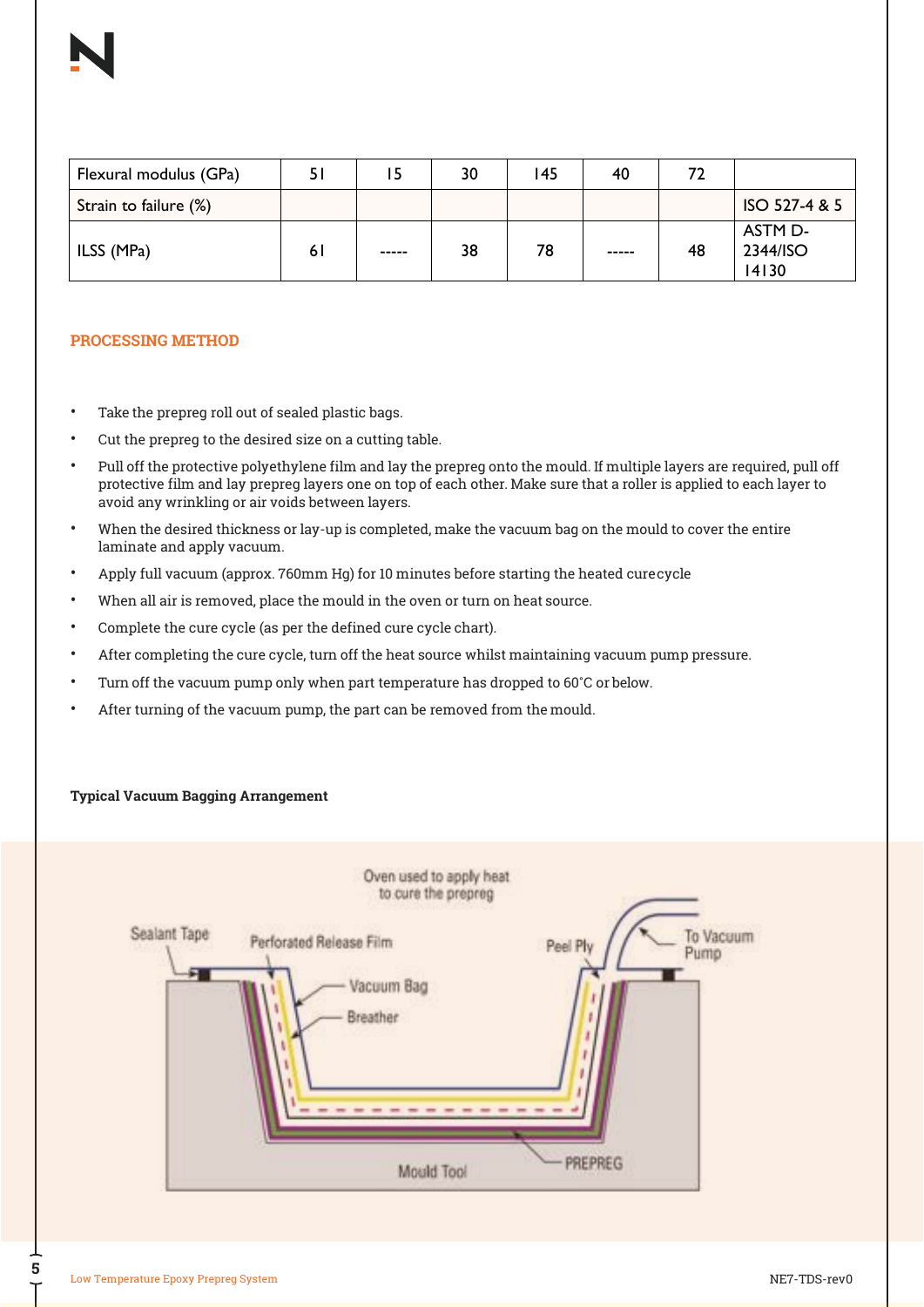| Flexural modulus (GPa) | 51 | 15 | 30 | 145 | 40 | 72 | |
|---|---|---|---|---|---|---|---|
| Strain to failure (%) | | | | | | | ISO 527-4 & 5 |
| ILSS (MPa) | 61 | ----- | 38 | 78 | ----- | 48 | ASTM D-2344/ISO 14130 |

## PROCESSING METHOD

- Take the prepreg roll out of sealed plastic bags.
- Cut the prepreg to the desired size on a cutting table.
- Pull off the protective polyethylene film and lay the prepreg onto the mould. If multiple layers are required, pull off protective film and lay prepreg layers one on top of each other. Make sure that a roller is applied to each layer to avoid any wrinkling or air voids between layers.
- When the desired thickness or lay-up is completed, make the vacuum bag on the mould to cover the entire laminate and apply vacuum.
- Apply full vacuum (approx. 760mm Hg) for 10 minutes before starting the heated cure cycle
- When all air is removed, place the mould in the oven or turn on heat source.
- Complete the cure cycle (as per the defined cure cycle chart).
- After completing the cure cycle, turn off the heat source whilst maintaining vacuum pump pressure.
- Turn off the vacuum pump only when part temperature has dropped to 60˚C or below.
- After turning of the vacuum pump, the part can be removed from the mould.

**Typical Vacuum Bagging Arrangement**

Oven used to apply heat to cure the prepreg

Sealant Tape — Perforated Release Film — Vacuum Bag — Breather — Peel Ply — To Vacuum Pump — Mould Tool — PREPREG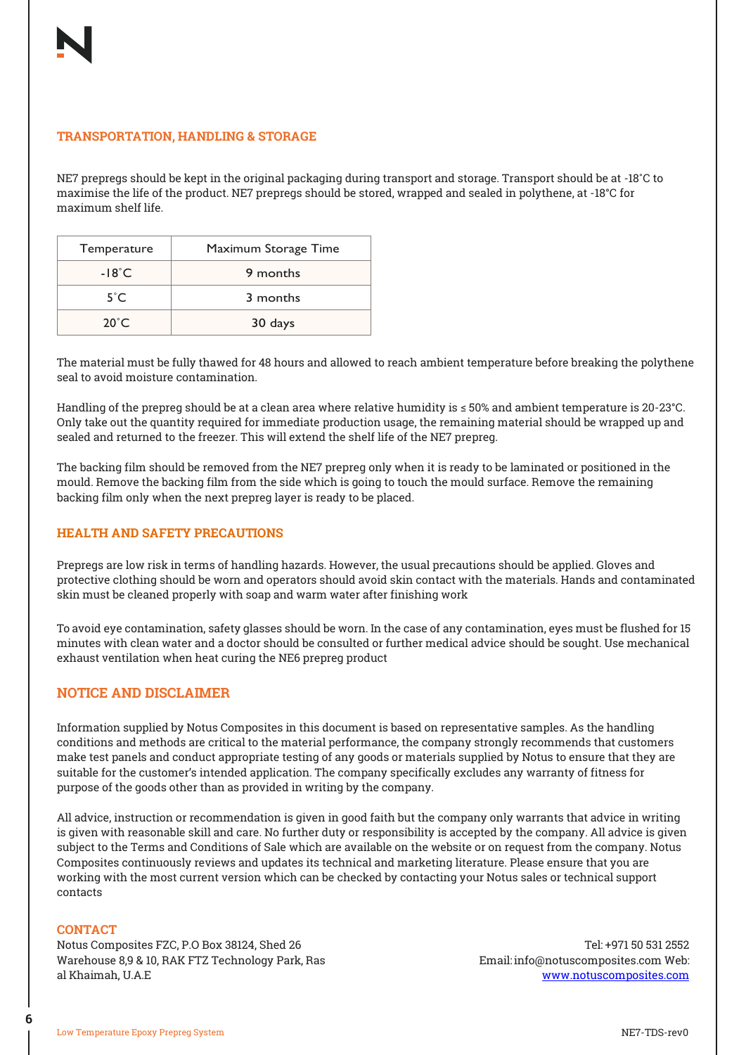## TRANSPORTATION, HANDLING & STORAGE

NE7 prepregs should be kept in the original packaging during transport and storage. Transport should be at -18˚C to maximise the life of the product. NE7 prepregs should be stored, wrapped and sealed in polythene, at -18°C for maximum shelf life.

| Temperature | Maximum Storage Time |
|---|---|
| -18˚C | 9 months |
| 5˚C | 3 months |
| 20˚C | 30 days |

The material must be fully thawed for 48 hours and allowed to reach ambient temperature before breaking the polythene seal to avoid moisture contamination.

Handling of the prepreg should be at a clean area where relative humidity is ≤ 50% and ambient temperature is 20-23°C. Only take out the quantity required for immediate production usage, the remaining material should be wrapped up and sealed and returned to the freezer. This will extend the shelf life of the NE7 prepreg.

The backing film should be removed from the NE7 prepreg only when it is ready to be laminated or positioned in the mould. Remove the backing film from the side which is going to touch the mould surface. Remove the remaining backing film only when the next prepreg layer is ready to be placed.

## HEALTH AND SAFETY PRECAUTIONS

Prepregs are low risk in terms of handling hazards. However, the usual precautions should be applied. Gloves and protective clothing should be worn and operators should avoid skin contact with the materials. Hands and contaminated skin must be cleaned properly with soap and warm water after finishing work

To avoid eye contamination, safety glasses should be worn. In the case of any contamination, eyes must be flushed for 15 minutes with clean water and a doctor should be consulted or further medical advice should be sought. Use mechanical exhaust ventilation when heat curing the NE6 prepreg product

## NOTICE AND DISCLAIMER

Information supplied by Notus Composites in this document is based on representative samples. As the handling conditions and methods are critical to the material performance, the company strongly recommends that customers make test panels and conduct appropriate testing of any goods or materials supplied by Notus to ensure that they are suitable for the customer's intended application. The company specifically excludes any warranty of fitness for purpose of the goods other than as provided in writing by the company.

All advice, instruction or recommendation is given in good faith but the company only warrants that advice in writing is given with reasonable skill and care. No further duty or responsibility is accepted by the company. All advice is given subject to the Terms and Conditions of Sale which are available on the website or on request from the company. Notus Composites continuously reviews and updates its technical and marketing literature. Please ensure that you are working with the most current version which can be checked by contacting your Notus sales or technical support contacts

## CONTACT

Notus Composites FZC, P.O Box 38124, Shed 26
Warehouse 8,9 & 10, RAK FTZ Technology Park, Ras al Khaimah, U.A.E

Tel: +971 50 531 2552
Email: info@notuscomposites.com Web: www.notuscomposites.com